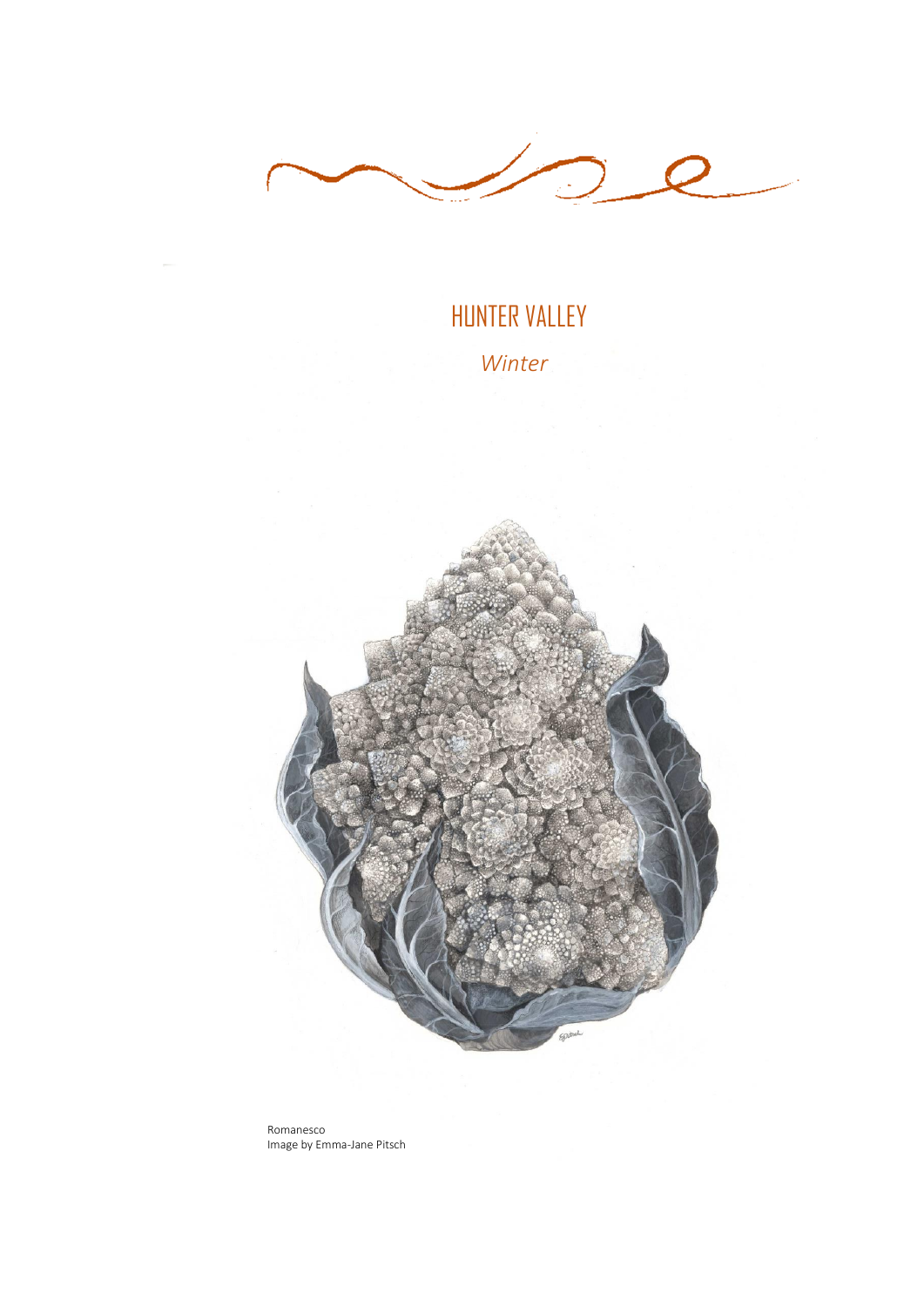# HUNTER VALLEY

*Winter*

Romanesco
Image by Emma-Jane Pitsch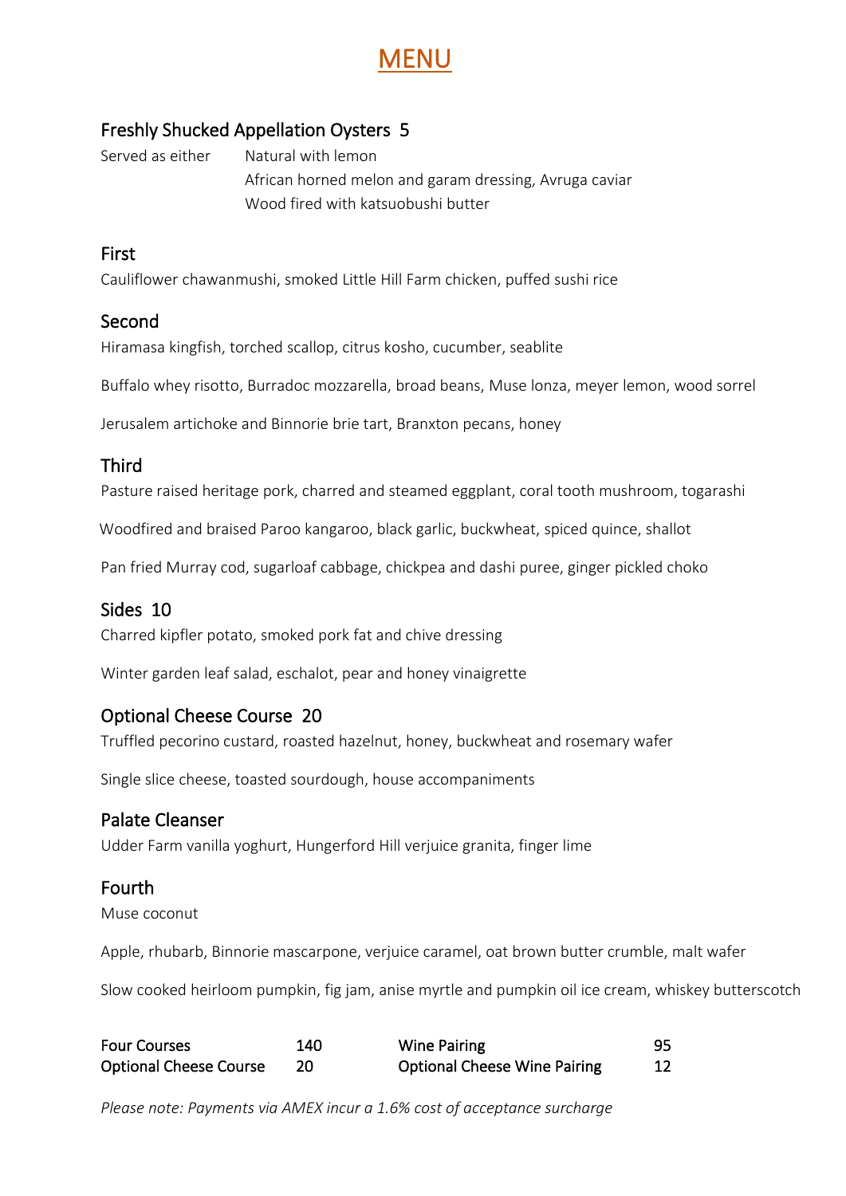# MENU

## Freshly Shucked Appellation Oysters 5

Served as either

- Natural with lemon
- African horned melon and garam dressing, Avruga caviar
- Wood fired with katsuobushi butter

## First

Cauliflower chawanmushi, smoked Little Hill Farm chicken, puffed sushi rice

## Second

Hiramasa kingfish, torched scallop, citrus kosho, cucumber, seablite

Buffalo whey risotto, Burradoc mozzarella, broad beans, Muse lonza, meyer lemon, wood sorrel

Jerusalem artichoke and Binnorie brie tart, Branxton pecans, honey

## Third

Pasture raised heritage pork, charred and steamed eggplant, coral tooth mushroom, togarashi

Woodfired and braised Paroo kangaroo, black garlic, buckwheat, spiced quince, shallot

Pan fried Murray cod, sugarloaf cabbage, chickpea and dashi puree, ginger pickled choko

## Sides 10

Charred kipfler potato, smoked pork fat and chive dressing

Winter garden leaf salad, eschalot, pear and honey vinaigrette

## Optional Cheese Course 20

Truffled pecorino custard, roasted hazelnut, honey, buckwheat and rosemary wafer

Single slice cheese, toasted sourdough, house accompaniments

## Palate Cleanser

Udder Farm vanilla yoghurt, Hungerford Hill verjuice granita, finger lime

## Fourth

Muse coconut

Apple, rhubarb, Binnorie mascarpone, verjuice caramel, oat brown butter crumble, malt wafer

Slow cooked heirloom pumpkin, fig jam, anise myrtle and pumpkin oil ice cream, whiskey butterscotch

| | | | |
|---|---|---|---|
| Four Courses | 140 | Wine Pairing | 95 |
| Optional Cheese Course | 20 | Optional Cheese Wine Pairing | 12 |

*Please note: Payments via AMEX incur a 1.6% cost of acceptance surcharge*